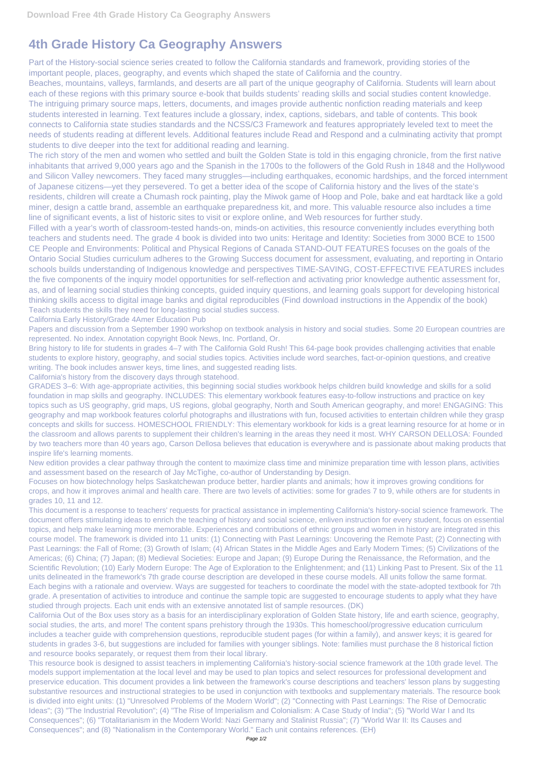# 4th Grade History Ca Geography Answers

Part of the History-social science series created to follow the California standards and framework, providing stories of the important people, places, geography, and events which shaped the state of California and the country.

Beaches, mountains, valleys, farmlands, and deserts are all part of the unique geography of California. Students will learn about each of these regions with this primary source e-book that builds students' reading skills and social studies content knowledge. The intriguing primary source maps, letters, documents, and images provide authentic nonfiction reading materials and keep students interested in learning. Text features include a glossary, index, captions, sidebars, and table of contents. This book connects to California state studies standards and the NCSS/C3 Framework and features appropriately leveled text to meet the needs of students reading at different levels. Additional features include Read and Respond and a culminating activity that prompt students to dive deeper into the text for additional reading and learning.

The rich story of the men and women who settled and built the Golden State is told in this engaging chronicle, from the first native inhabitants that arrived 9,000 years ago and the Spanish in the 1700s to the followers of the Gold Rush in 1848 and the Hollywood and Silicon Valley newcomers. They faced many struggles—including earthquakes, economic hardships, and the forced internment of Japanese citizens—yet they persevered. To get a better idea of the scope of California history and the lives of the state's residents, children will create a Chumash rock painting, play the Miwok game of Hoop and Pole, bake and eat hardtack like a gold miner, design a cattle brand, assemble an earthquake preparedness kit, and more. This valuable resource also includes a time line of significant events, a list of historic sites to visit or explore online, and Web resources for further study.

Filled with a year's worth of classroom-tested hands-on, minds-on activities, this resource conveniently includes everything both teachers and students need. The grade 4 book is divided into two units: Heritage and Identity: Societies from 3000 BCE to 1500 CE People and Environments: Political and Physical Regions of Canada STAND-OUT FEATURES focuses on the goals of the Ontario Social Studies curriculum adheres to the Growing Success document for assessment, evaluating, and reporting in Ontario schools builds understanding of Indigenous knowledge and perspectives TIME-SAVING, COST-EFFECTIVE FEATURES includes the five components of the inquiry model opportunities for self-reflection and activating prior knowledge authentic assessment for, as, and of learning social studies thinking concepts, guided inquiry questions, and learning goals support for developing historical thinking skills access to digital image banks and digital reproducibles (Find download instructions in the Appendix of the book)

Teach students the skills they need for long-lasting social studies success.

California Early History/Grade 4Amer Education Pub

Papers and discussion from a September 1990 workshop on textbook analysis in history and social studies. Some 20 European countries are represented. No index. Annotation copyright Book News, Inc. Portland, Or.

Bring history to life for students in grades 4–7 with The California Gold Rush! This 64-page book provides challenging activities that enable students to explore history, geography, and social studies topics. Activities include word searches, fact-or-opinion questions, and creative writing. The book includes answer keys, time lines, and suggested reading lists.

California's history from the discovery days through statehood.

GRADES 3–6: With age-appropriate activities, this beginning social studies workbook helps children build knowledge and skills for a solid foundation in map skills and geography. INCLUDES: This elementary workbook features easy-to-follow instructions and practice on key topics such as US geography, grid maps, US regions, global geography, North and South American geography, and more! ENGAGING: This geography and map workbook features colorful photographs and illustrations with fun, focused activities to entertain children while they grasp concepts and skills for success. HOMESCHOOL FRIENDLY: This elementary workbook for kids is a great learning resource for at home or in the classroom and allows parents to supplement their children's learning in the areas they need it most. WHY CARSON DELLOSA: Founded by two teachers more than 40 years ago, Carson Dellosa believes that education is everywhere and is passionate about making products that inspire life's learning moments.

New edition provides a clear pathway through the content to maximize class time and minimize preparation time with lesson plans, activities and assessment based on the research of Jay McTighe, co-author of Understanding by Design.

Focuses on how biotechnology helps Saskatchewan produce better, hardier plants and animals; how it improves growing conditions for crops, and how it improves animal and health care. There are two levels of activities: some for grades 7 to 9, while others are for students in grades 10, 11 and 12.

This document is a response to teachers' requests for practical assistance in implementing California's history-social science framework. The document offers stimulating ideas to enrich the teaching of history and social science, enliven instruction for every student, focus on essential topics, and help make learning more memorable. Experiences and contributions of ethnic groups and women in history are integrated in this course model. The framework is divided into 11 units: (1) Connecting with Past Learnings: Uncovering the Remote Past; (2) Connecting with Past Learnings: the Fall of Rome; (3) Growth of Islam; (4) African States in the Middle Ages and Early Modern Times; (5) Civilizations of the Americas; (6) China; (7) Japan; (8) Medieval Societies: Europe and Japan; (9) Europe During the Renaissance, the Reformation, and the Scientific Revolution; (10) Early Modern Europe: The Age of Exploration to the Enlightenment; and (11) Linking Past to Present. Six of the 11 units delineated in the framework's 7th grade course description are developed in these course models. All units follow the same format. Each begins with a rationale and overview. Ways are suggested for teachers to coordinate the model with the state-adopted textbook for 7th grade. A presentation of activities to introduce and continue the sample topic are suggested to encourage students to apply what they have studied through projects. Each unit ends with an extensive annotated list of sample resources. (DK)

California Out of the Box uses story as a basis for an interdisciplinary exploration of Golden State history, life and earth science, geography, social studies, the arts, and more! The content spans prehistory through the 1930s. This homeschool/progressive education curriculum includes a teacher guide with comprehension questions, reproducible student pages (for within a family), and answer keys; it is geared for students in grades 3-6, but suggestions are included for families with younger siblings. Note: families must purchase the 8 historical fiction and resource books separately, or request them from their local library.

This resource book is designed to assist teachers in implementing California's history-social science framework at the 10th grade level. The models support implementation at the local level and may be used to plan topics and select resources for professional development and preservice education. This document provides a link between the framework's course descriptions and teachers' lesson plans by suggesting substantive resources and instructional strategies to be used in conjunction with textbooks and supplementary materials. The resource book is divided into eight units: (1) "Unresolved Problems of the Modern World"; (2) "Connecting with Past Learnings: The Rise of Democratic Ideas"; (3) "The Industrial Revolution"; (4) "The Rise of Imperialism and Colonialism: A Case Study of India"; (5) "World War I and Its Consequences"; (6) "Totalitarianism in the Modern World: Nazi Germany and Stalinist Russia"; (7) "World War II: Its Causes and Consequences"; and (8) "Nationalism in the Contemporary World." Each unit contains references. (EH)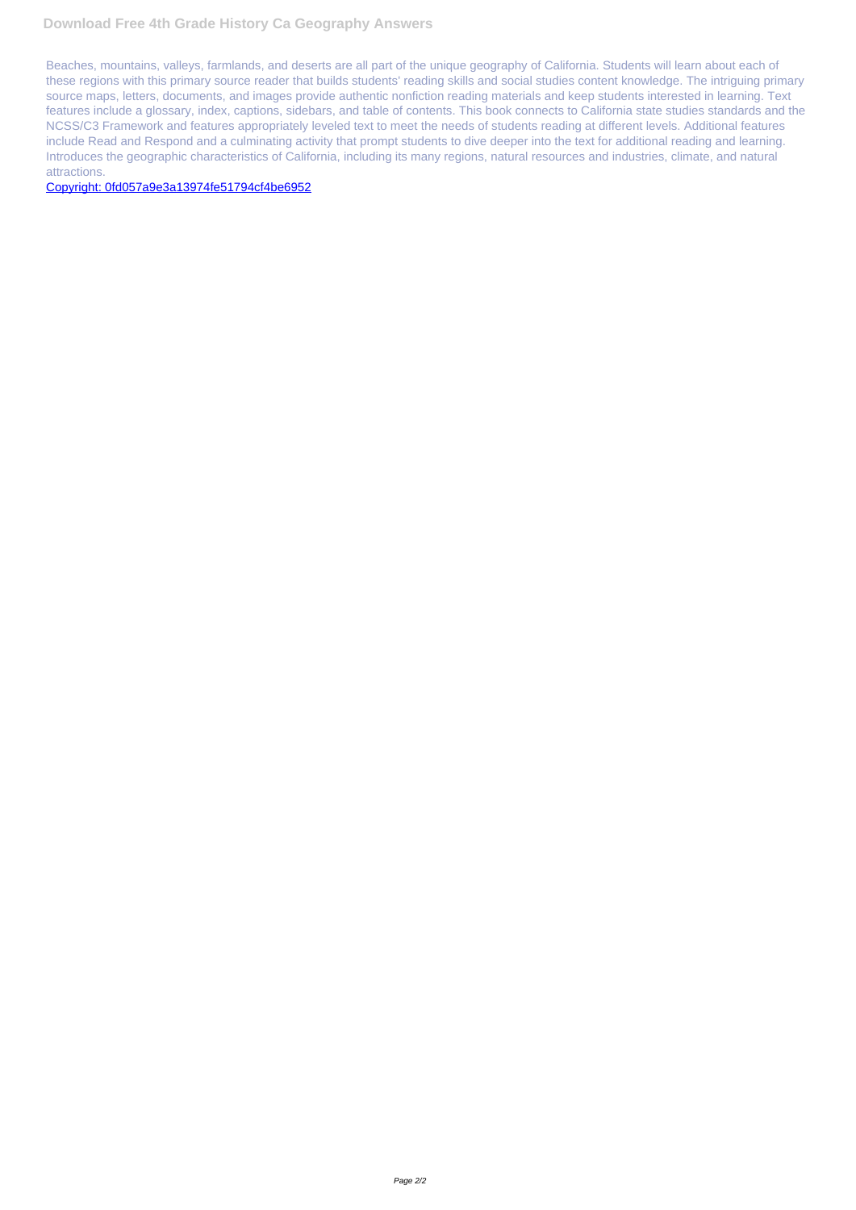Beaches, mountains, valleys, farmlands, and deserts are all part of the unique geography of California. Students will learn about each of these regions with this primary source reader that builds students' reading skills and social studies content knowledge. The intriguing primary source maps, letters, documents, and images provide authentic nonfiction reading materials and keep students interested in learning. Text features include a glossary, index, captions, sidebars, and table of contents. This book connects to California state studies standards and the NCSS/C3 Framework and features appropriately leveled text to meet the needs of students reading at different levels. Additional features include Read and Respond and a culminating activity that prompt students to dive deeper into the text for additional reading and learning. Introduces the geographic characteristics of California, including its many regions, natural resources and industries, climate, and natural attractions.

Copyright: 0fd057a9e3a13974fe51794cf4be6952